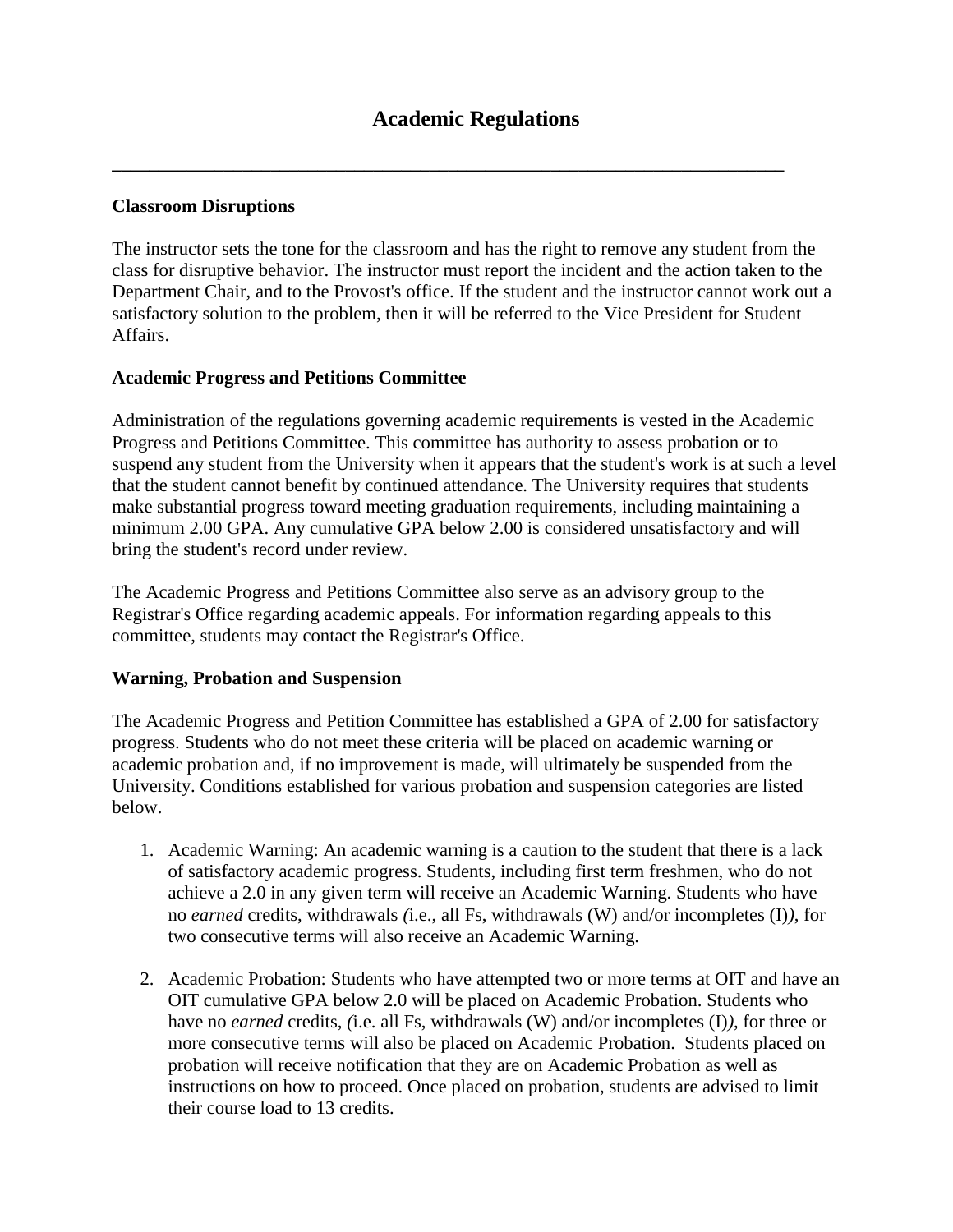# Academic Regulations

---

**Classroom Disruptions**

The instructor sets the tone for the classroom and has the right to remove any student from the class for disruptive behavior. The instructor must report the incident and the action taken to the Department Chair, and to the Provost's office. If the student and the instructor cannot work out a satisfactory solution to the problem, then it will be referred to the Vice President for Student Affairs.

**Academic Progress and Petitions Committee**

Administration of the regulations governing academic requirements is vested in the Academic Progress and Petitions Committee. This committee has authority to assess probation or to suspend any student from the University when it appears that the student's work is at such a level that the student cannot benefit by continued attendance. The University requires that students make substantial progress toward meeting graduation requirements, including maintaining a minimum 2.00 GPA. Any cumulative GPA below 2.00 is considered unsatisfactory and will bring the student's record under review.

The Academic Progress and Petitions Committee also serve as an advisory group to the Registrar's Office regarding academic appeals. For information regarding appeals to this committee, students may contact the Registrar's Office.

**Warning, Probation and Suspension**

The Academic Progress and Petition Committee has established a GPA of 2.00 for satisfactory progress. Students who do not meet these criteria will be placed on academic warning or academic probation and, if no improvement is made, will ultimately be suspended from the University. Conditions established for various probation and suspension categories are listed below.

1. Academic Warning: An academic warning is a caution to the student that there is a lack of satisfactory academic progress. Students, including first term freshmen, who do not achieve a 2.0 in any given term will receive an Academic Warning. Students who have no *earned* credits, withdrawals *(*i.e., all Fs, withdrawals (W) and/or incompletes (I)*)*, for two consecutive terms will also receive an Academic Warning.

2. Academic Probation: Students who have attempted two or more terms at OIT and have an OIT cumulative GPA below 2.0 will be placed on Academic Probation. Students who have no *earned* credits, *(*i.e. all Fs, withdrawals (W) and/or incompletes (I)*)*, for three or more consecutive terms will also be placed on Academic Probation. Students placed on probation will receive notification that they are on Academic Probation as well as instructions on how to proceed. Once placed on probation, students are advised to limit their course load to 13 credits.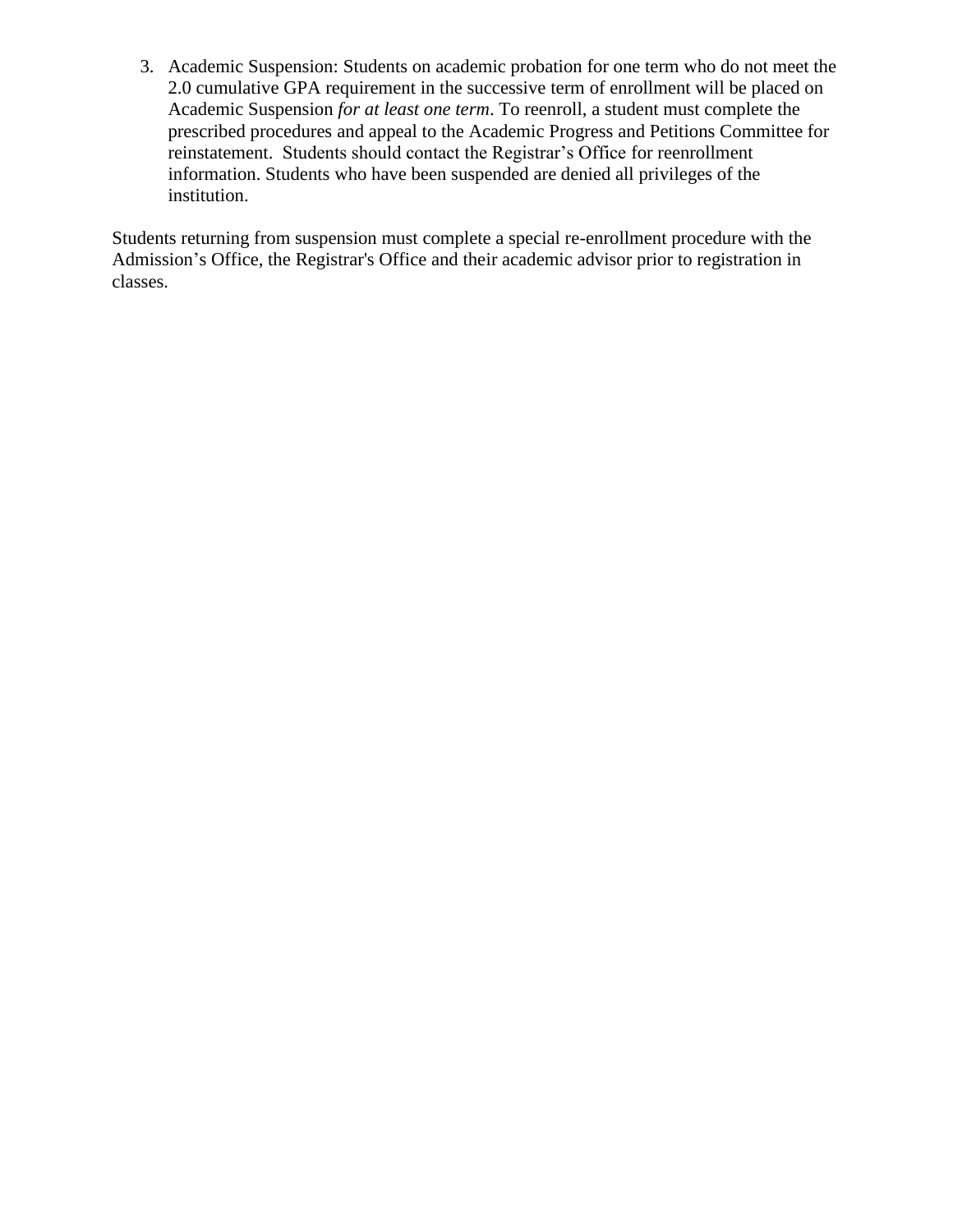3. Academic Suspension: Students on academic probation for one term who do not meet the 2.0 cumulative GPA requirement in the successive term of enrollment will be placed on Academic Suspension *for at least one term*. To reenroll, a student must complete the prescribed procedures and appeal to the Academic Progress and Petitions Committee for reinstatement. Students should contact the Registrar's Office for reenrollment information. Students who have been suspended are denied all privileges of the institution.

Students returning from suspension must complete a special re-enrollment procedure with the Admission's Office, the Registrar's Office and their academic advisor prior to registration in classes.